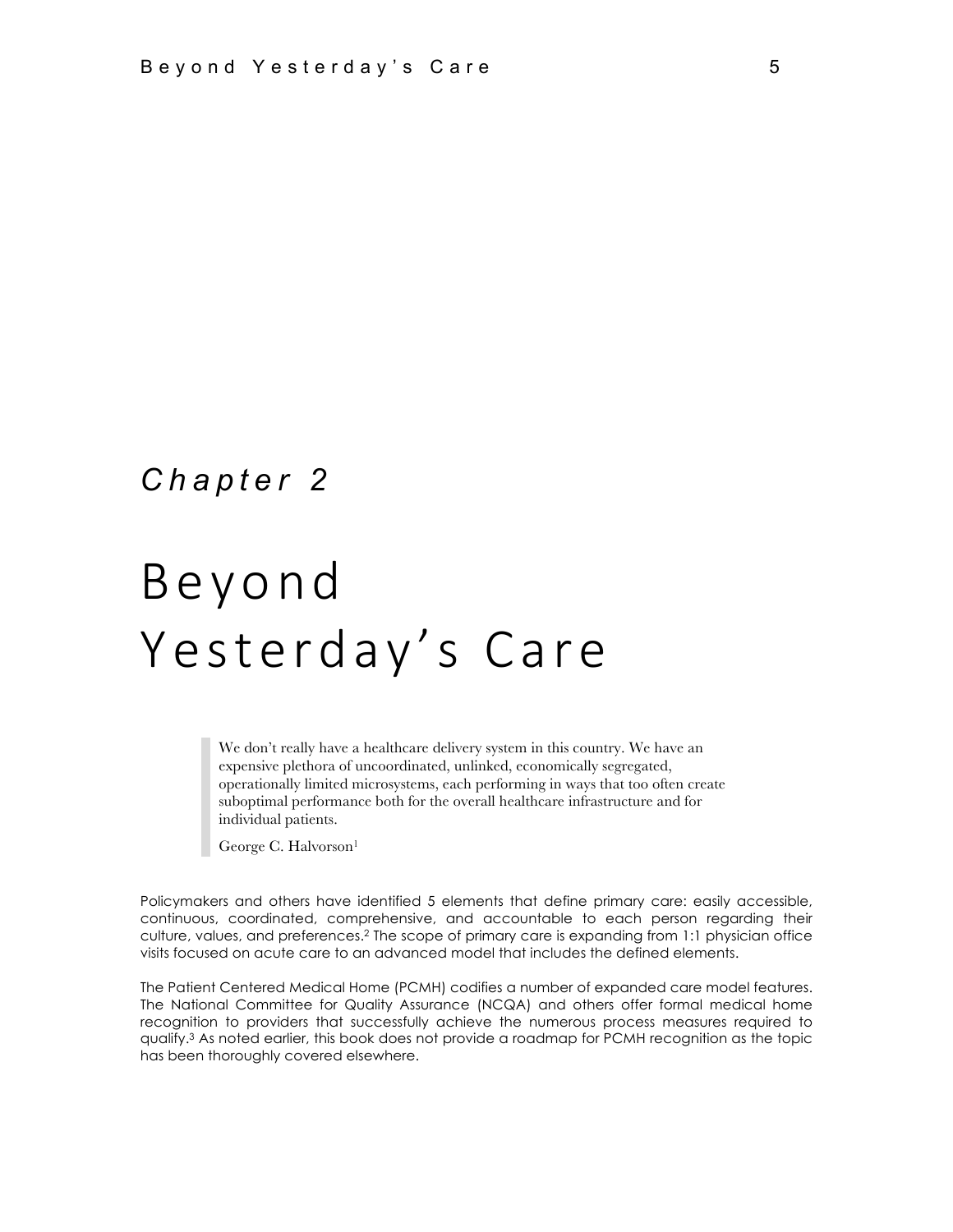*Chapter 2*

# Beyond Yesterday's Care

> We don't really have a healthcare delivery system in this country. We have an expensive plethora of uncoordinated, unlinked, economically segregated, operationally limited microsystems, each performing in ways that too often create suboptimal performance both for the overall healthcare infrastructure and for individual patients.
>
> George C. Halvorson[1]

Policymakers and others have identified 5 elements that define primary care: easily accessible, continuous, coordinated, comprehensive, and accountable to each person regarding their culture, values, and preferences.[2] The scope of primary care is expanding from 1:1 physician office visits focused on acute care to an advanced model that includes the defined elements.

The Patient Centered Medical Home (PCMH) codifies a number of expanded care model features. The National Committee for Quality Assurance (NCQA) and others offer formal medical home recognition to providers that successfully achieve the numerous process measures required to qualify.[3] As noted earlier, this book does not provide a roadmap for PCMH recognition as the topic has been thoroughly covered elsewhere.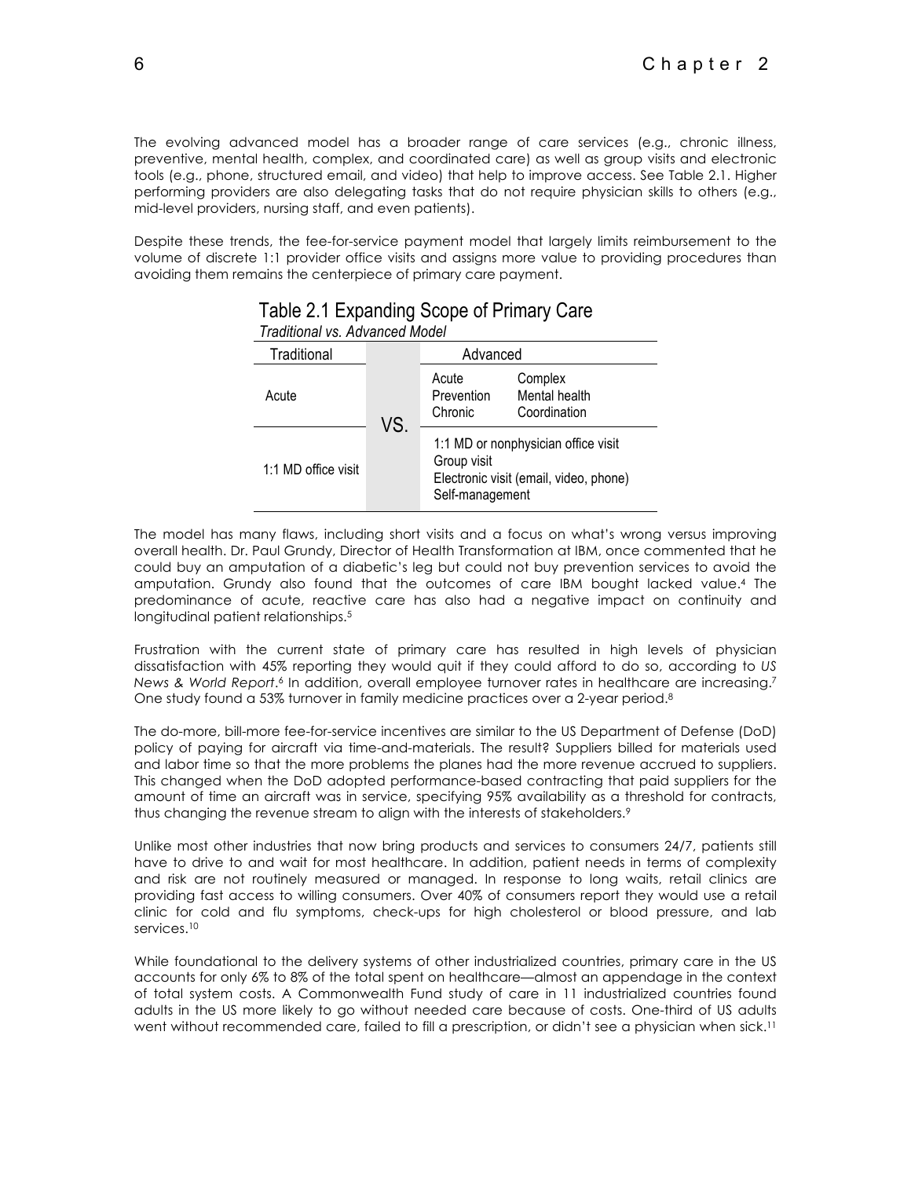The evolving advanced model has a broader range of care services (e.g., chronic illness, preventive, mental health, complex, and coordinated care) as well as group visits and electronic tools (e.g., phone, structured email, and video) that help to improve access. See Table 2.1. Higher performing providers are also delegating tasks that do not require physician skills to others (e.g., mid-level providers, nursing staff, and even patients).

Despite these trends, the fee-for-service payment model that largely limits reimbursement to the volume of discrete 1:1 provider office visits and assigns more value to providing procedures than avoiding them remains the centerpiece of primary care payment.

Table 2.1 Expanding Scope of Primary Care

*Traditional vs. Advanced Model*

| Traditional | | Advanced |
|---|---|---|
| Acute | VS. | Acute, Prevention, Chronic, Complex, Mental health, Coordination |
| 1:1 MD office visit | | 1:1 MD or nonphysician office visit<br>Group visit<br>Electronic visit (email, video, phone)<br>Self-management |

The model has many flaws, including short visits and a focus on what's wrong versus improving overall health. Dr. Paul Grundy, Director of Health Transformation at IBM, once commented that he could buy an amputation of a diabetic's leg but could not buy prevention services to avoid the amputation. Grundy also found that the outcomes of care IBM bought lacked value.[4] The predominance of acute, reactive care has also had a negative impact on continuity and longitudinal patient relationships.[5]

Frustration with the current state of primary care has resulted in high levels of physician dissatisfaction with 45% reporting they would quit if they could afford to do so, according to *US News & World Report*.[6] In addition, overall employee turnover rates in healthcare are increasing.[7] One study found a 53% turnover in family medicine practices over a 2-year period.[8]

The do-more, bill-more fee-for-service incentives are similar to the US Department of Defense (DoD) policy of paying for aircraft via time-and-materials. The result? Suppliers billed for materials used and labor time so that the more problems the planes had the more revenue accrued to suppliers. This changed when the DoD adopted performance-based contracting that paid suppliers for the amount of time an aircraft was in service, specifying 95% availability as a threshold for contracts, thus changing the revenue stream to align with the interests of stakeholders.[9]

Unlike most other industries that now bring products and services to consumers 24/7, patients still have to drive to and wait for most healthcare. In addition, patient needs in terms of complexity and risk are not routinely measured or managed. In response to long waits, retail clinics are providing fast access to willing consumers. Over 40% of consumers report they would use a retail clinic for cold and flu symptoms, check-ups for high cholesterol or blood pressure, and lab services.[10]

While foundational to the delivery systems of other industrialized countries, primary care in the US accounts for only 6% to 8% of the total spent on healthcare—almost an appendage in the context of total system costs. A Commonwealth Fund study of care in 11 industrialized countries found adults in the US more likely to go without needed care because of costs. One-third of US adults went without recommended care, failed to fill a prescription, or didn't see a physician when sick.[11]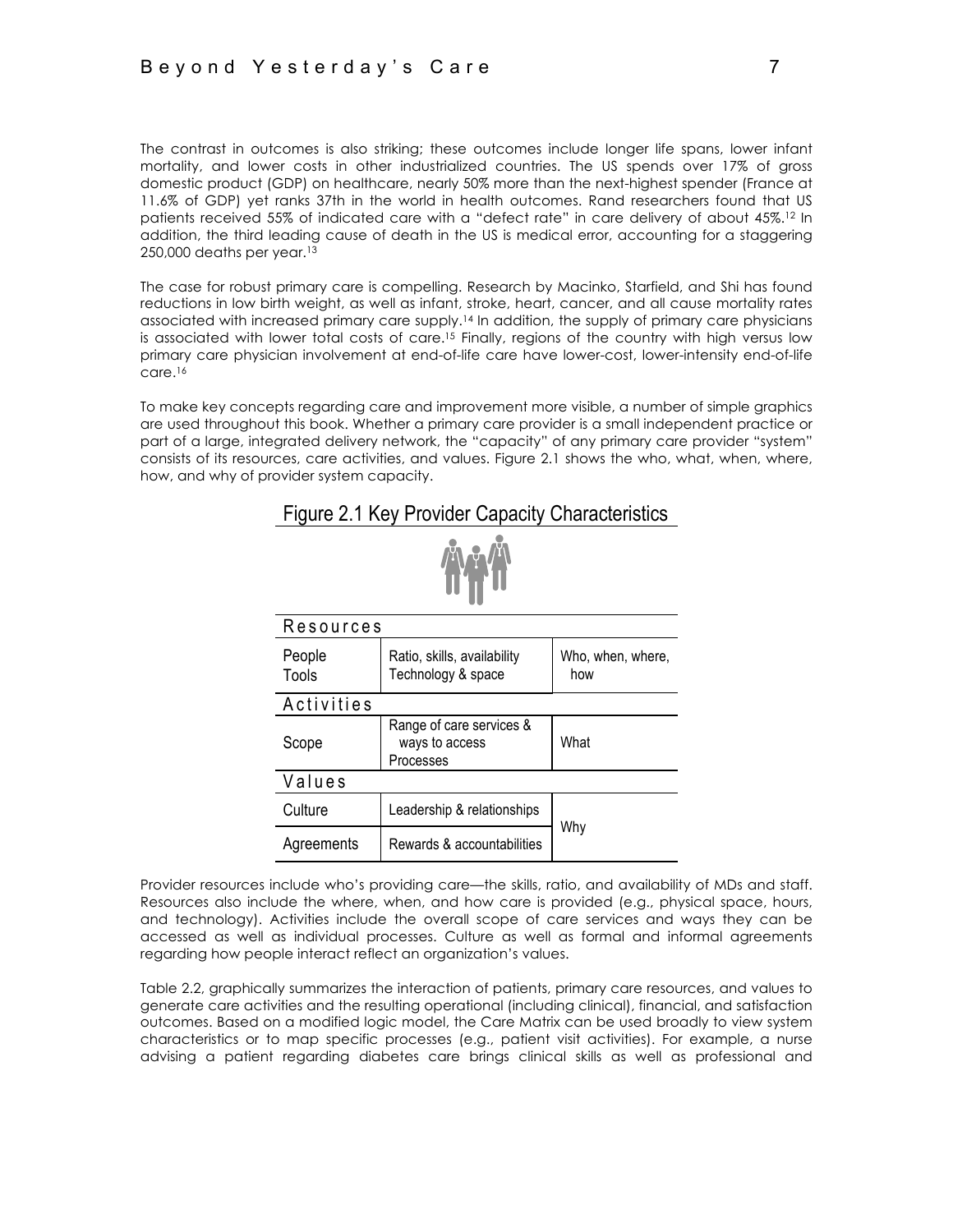The contrast in outcomes is also striking; these outcomes include longer life spans, lower infant mortality, and lower costs in other industrialized countries. The US spends over 17% of gross domestic product (GDP) on healthcare, nearly 50% more than the next-highest spender (France at 11.6% of GDP) yet ranks 37th in the world in health outcomes. Rand researchers found that US patients received 55% of indicated care with a "defect rate" in care delivery of about 45%.[12] In addition, the third leading cause of death in the US is medical error, accounting for a staggering 250,000 deaths per year.[13]

The case for robust primary care is compelling. Research by Macinko, Starfield, and Shi has found reductions in low birth weight, as well as infant, stroke, heart, cancer, and all cause mortality rates associated with increased primary care supply.[14] In addition, the supply of primary care physicians is associated with lower total costs of care.[15] Finally, regions of the country with high versus low primary care physician involvement at end-of-life care have lower-cost, lower-intensity end-of-life care.[16]

To make key concepts regarding care and improvement more visible, a number of simple graphics are used throughout this book. Whether a primary care provider is a small independent practice or part of a large, integrated delivery network, the "capacity" of any primary care provider "system" consists of its resources, care activities, and values. Figure 2.1 shows the who, what, when, where, how, and why of provider system capacity.

## Figure 2.1 Key Provider Capacity Characteristics

| Resources | | |
|---|---|---|
| People<br>Tools | Ratio, skills, availability<br>Technology & space | Who, when, where, how |
| **Activities** | | |
| Scope | Range of care services & ways to access<br>Processes | What |
| **Values** | | |
| Culture | Leadership & relationships | Why |
| Agreements | Rewards & accountabilities | |

Provider resources include who's providing care—the skills, ratio, and availability of MDs and staff. Resources also include the where, when, and how care is provided (e.g., physical space, hours, and technology). Activities include the overall scope of care services and ways they can be accessed as well as individual processes. Culture as well as formal and informal agreements regarding how people interact reflect an organization's values.

Table 2.2, graphically summarizes the interaction of patients, primary care resources, and values to generate care activities and the resulting operational (including clinical), financial, and satisfaction outcomes. Based on a modified logic model, the Care Matrix can be used broadly to view system characteristics or to map specific processes (e.g., patient visit activities). For example, a nurse advising a patient regarding diabetes care brings clinical skills as well as professional and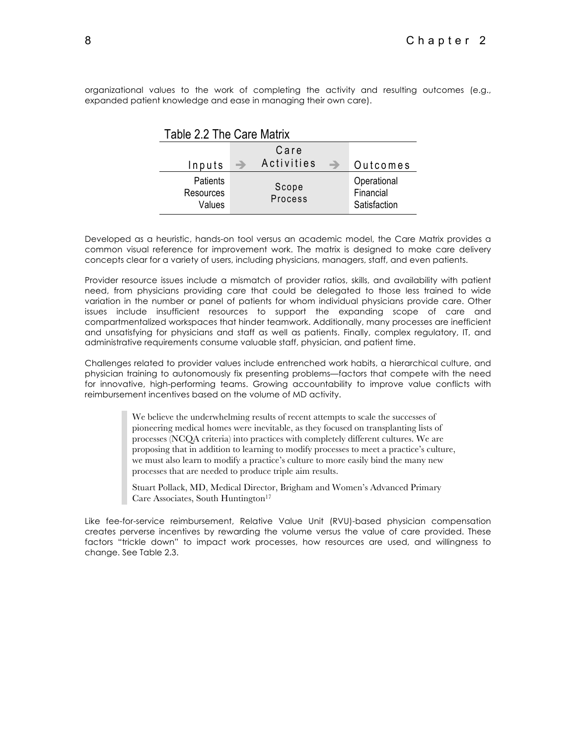organizational values to the work of completing the activity and resulting outcomes (e.g., expanded patient knowledge and ease in managing their own care).

Table 2.2 The Care Matrix

| Inputs | → | Care Activities | → | Outcomes |
|---|---|---|---|---|
| Patients<br>Resources<br>Values | | Scope<br>Process | | Operational<br>Financial<br>Satisfaction |

Developed as a heuristic, hands-on tool versus an academic model, the Care Matrix provides a common visual reference for improvement work. The matrix is designed to make care delivery concepts clear for a variety of users, including physicians, managers, staff, and even patients.

Provider resource issues include a mismatch of provider ratios, skills, and availability with patient need, from physicians providing care that could be delegated to those less trained to wide variation in the number or panel of patients for whom individual physicians provide care. Other issues include insufficient resources to support the expanding scope of care and compartmentalized workspaces that hinder teamwork. Additionally, many processes are inefficient and unsatisfying for physicians and staff as well as patients. Finally, complex regulatory, IT, and administrative requirements consume valuable staff, physician, and patient time.

Challenges related to provider values include entrenched work habits, a hierarchical culture, and physician training to autonomously fix presenting problems—factors that compete with the need for innovative, high-performing teams. Growing accountability to improve value conflicts with reimbursement incentives based on the volume of MD activity.

> We believe the underwhelming results of recent attempts to scale the successes of pioneering medical homes were inevitable, as they focused on transplanting lists of processes (NCQA criteria) into practices with completely different cultures. We are proposing that in addition to learning to modify processes to meet a practice's culture, we must also learn to modify a practice's culture to more easily bind the many new processes that are needed to produce triple aim results.
>
> Stuart Pollack, MD, Medical Director, Brigham and Women's Advanced Primary Care Associates, South Huntington[17]

Like fee-for-service reimbursement, Relative Value Unit (RVU)-based physician compensation creates perverse incentives by rewarding the volume versus the value of care provided. These factors "trickle down" to impact work processes, how resources are used, and willingness to change. See Table 2.3.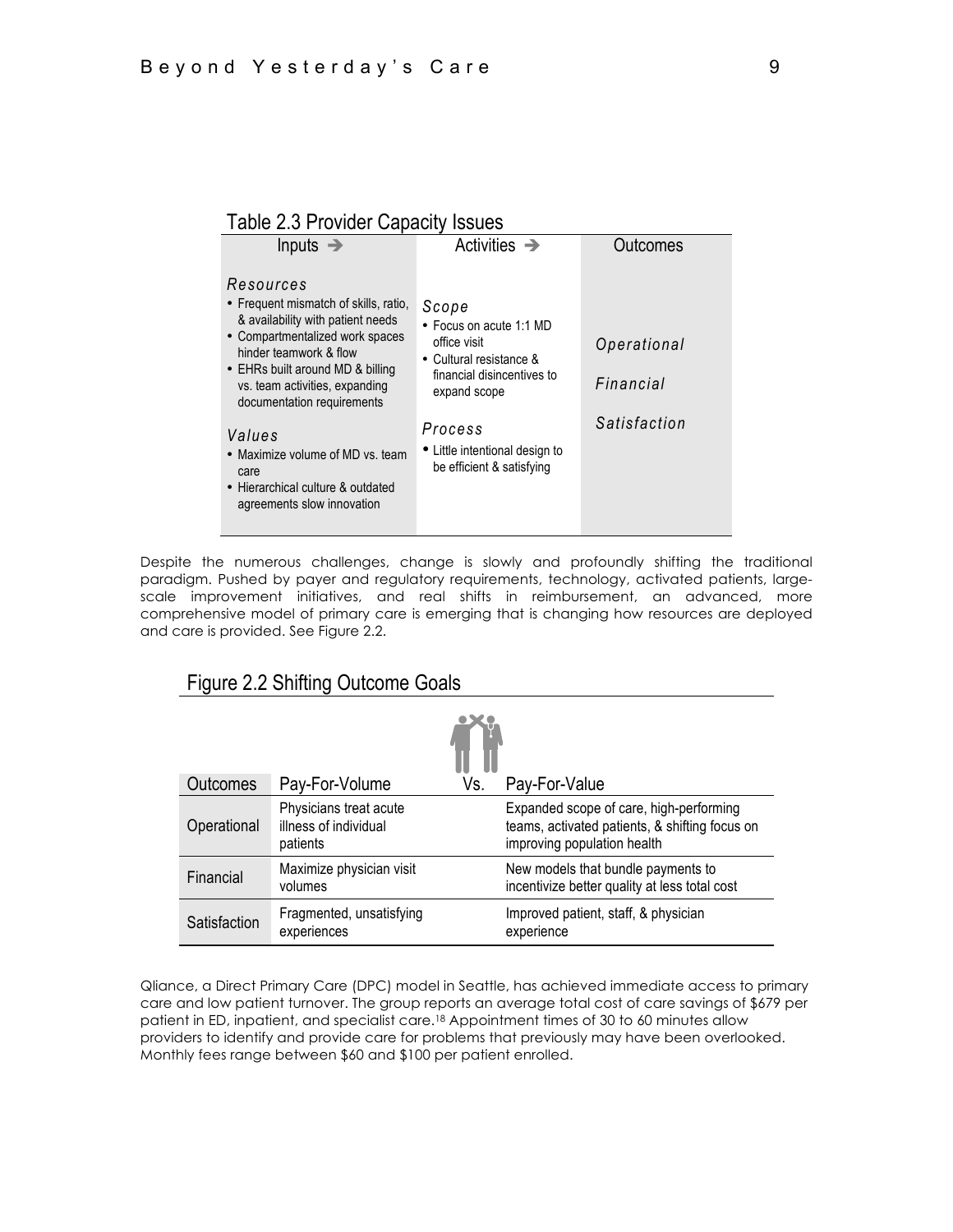Table 2.3 Provider Capacity Issues

| Inputs ➔ | Activities ➔ | Outcomes |
|---|---|---|
| *Resources*<br>• Frequent mismatch of skills, ratio, & availability with patient needs<br>• Compartmentalized work spaces hinder teamwork & flow<br>• EHRs built around MD & billing vs. team activities, expanding documentation requirements<br><br>*Values*<br>• Maximize volume of MD vs. team care<br>• Hierarchical culture & outdated agreements slow innovation | *Scope*<br>• Focus on acute 1:1 MD office visit<br>• Cultural resistance & financial disincentives to expand scope<br><br>*Process*<br>• Little intentional design to be efficient & satisfying | *Operational*<br><br>*Financial*<br><br>*Satisfaction* |

Despite the numerous challenges, change is slowly and profoundly shifting the traditional paradigm. Pushed by payer and regulatory requirements, technology, activated patients, large-scale improvement initiatives, and real shifts in reimbursement, an advanced, more comprehensive model of primary care is emerging that is changing how resources are deployed and care is provided. See Figure 2.2.

Figure 2.2 Shifting Outcome Goals

| Outcomes | Pay-For-Volume | Vs. | Pay-For-Value |
|---|---|---|---|
| Operational | Physicians treat acute illness of individual patients | | Expanded scope of care, high-performing teams, activated patients, & shifting focus on improving population health |
| Financial | Maximize physician visit volumes | | New models that bundle payments to incentivize better quality at less total cost |
| Satisfaction | Fragmented, unsatisfying experiences | | Improved patient, staff, & physician experience |

Qliance, a Direct Primary Care (DPC) model in Seattle, has achieved immediate access to primary care and low patient turnover. The group reports an average total cost of care savings of $679 per patient in ED, inpatient, and specialist care.[18] Appointment times of 30 to 60 minutes allow providers to identify and provide care for problems that previously may have been overlooked. Monthly fees range between $60 and $100 per patient enrolled.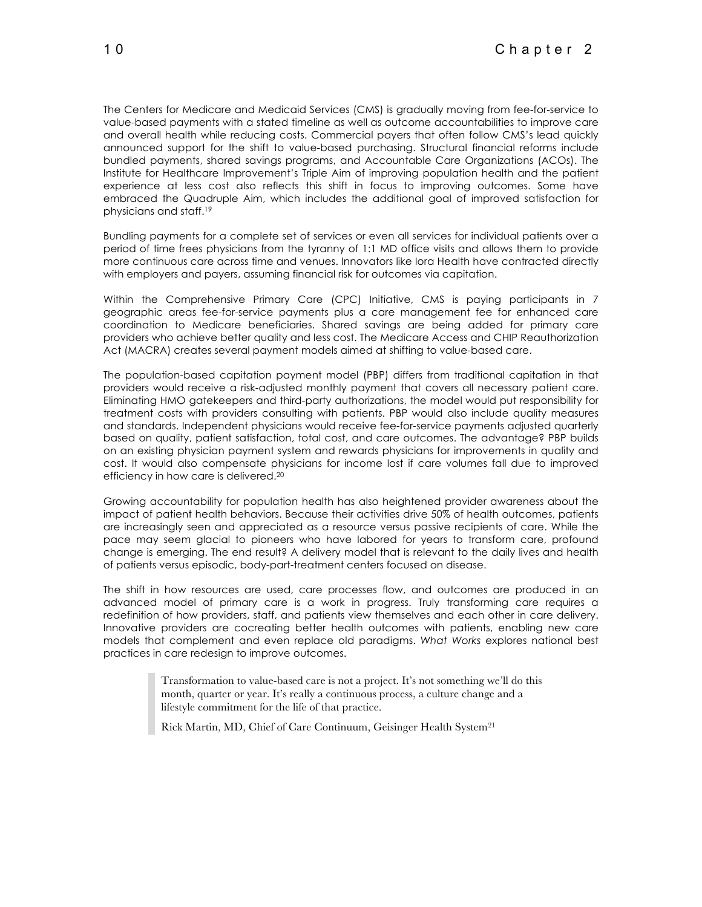The Centers for Medicare and Medicaid Services (CMS) is gradually moving from fee-for-service to value-based payments with a stated timeline as well as outcome accountabilities to improve care and overall health while reducing costs. Commercial payers that often follow CMS's lead quickly announced support for the shift to value-based purchasing. Structural financial reforms include bundled payments, shared savings programs, and Accountable Care Organizations (ACOs). The Institute for Healthcare Improvement's Triple Aim of improving population health and the patient experience at less cost also reflects this shift in focus to improving outcomes. Some have embraced the Quadruple Aim, which includes the additional goal of improved satisfaction for physicians and staff.[19]

Bundling payments for a complete set of services or even all services for individual patients over a period of time frees physicians from the tyranny of 1:1 MD office visits and allows them to provide more continuous care across time and venues. Innovators like Iora Health have contracted directly with employers and payers, assuming financial risk for outcomes via capitation.

Within the Comprehensive Primary Care (CPC) Initiative, CMS is paying participants in 7 geographic areas fee-for-service payments plus a care management fee for enhanced care coordination to Medicare beneficiaries. Shared savings are being added for primary care providers who achieve better quality and less cost. The Medicare Access and CHIP Reauthorization Act (MACRA) creates several payment models aimed at shifting to value-based care.

The population-based capitation payment model (PBP) differs from traditional capitation in that providers would receive a risk-adjusted monthly payment that covers all necessary patient care. Eliminating HMO gatekeepers and third-party authorizations, the model would put responsibility for treatment costs with providers consulting with patients. PBP would also include quality measures and standards. Independent physicians would receive fee-for-service payments adjusted quarterly based on quality, patient satisfaction, total cost, and care outcomes. The advantage? PBP builds on an existing physician payment system and rewards physicians for improvements in quality and cost. It would also compensate physicians for income lost if care volumes fall due to improved efficiency in how care is delivered.[20]

Growing accountability for population health has also heightened provider awareness about the impact of patient health behaviors. Because their activities drive 50% of health outcomes, patients are increasingly seen and appreciated as a resource versus passive recipients of care. While the pace may seem glacial to pioneers who have labored for years to transform care, profound change is emerging. The end result? A delivery model that is relevant to the daily lives and health of patients versus episodic, body-part-treatment centers focused on disease.

The shift in how resources are used, care processes flow, and outcomes are produced in an advanced model of primary care is a work in progress. Truly transforming care requires a redefinition of how providers, staff, and patients view themselves and each other in care delivery. Innovative providers are cocreating better health outcomes with patients, enabling new care models that complement and even replace old paradigms. *What Works* explores national best practices in care redesign to improve outcomes.

> Transformation to value-based care is not a project. It's not something we'll do this month, quarter or year. It's really a continuous process, a culture change and a lifestyle commitment for the life of that practice.
>
> Rick Martin, MD, Chief of Care Continuum, Geisinger Health System[21]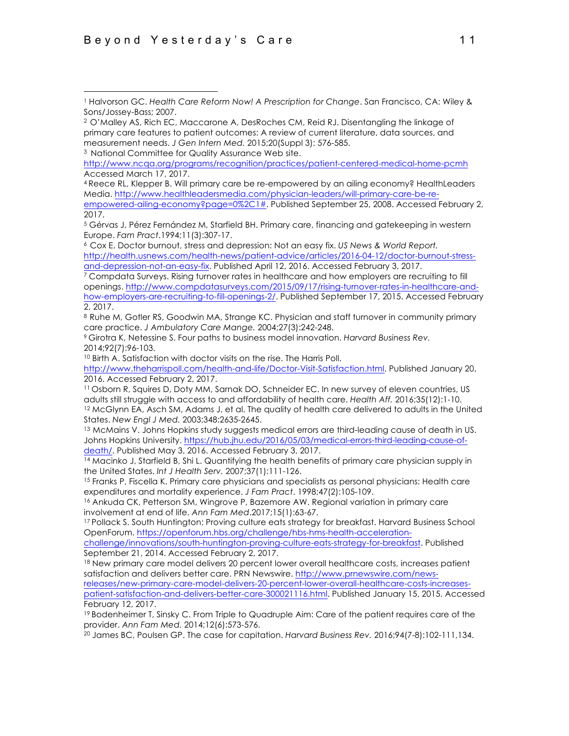[1] Halvorson GC. *Health Care Reform Now! A Prescription for Change*. San Francisco, CA: Wiley & Sons/Jossey-Bass; 2007.

[2] O'Malley AS, Rich EC, Maccarone A, DesRoches CM, Reid RJ. Disentangling the linkage of primary care features to patient outcomes: A review of current literature, data sources, and measurement needs. *J Gen Intern Med.* 2015;20(Suppl 3): 576-585.

[3] National Committee for Quality Assurance Web site. http://www.ncqa.org/programs/recognition/practices/patient-centered-medical-home-pcmh Accessed March 17, 2017.

[4] Reece RL, Klepper B. Will primary care be re-empowered by an ailing economy? HealthLeaders Media. http://www.healthleadersmedia.com/physician-leaders/will-primary-care-be-re-empowered-ailing-economy?page=0%2C1#. Published September 25, 2008. Accessed February 2, 2017.

[5] Gérvas J, Pérez Fernández M, Starfield BH. Primary care, financing and gatekeeping in western Europe. *Fam Pract*.1994;11(3):307-17.

[6] Cox E. Doctor burnout, stress and depression: Not an easy fix. *US News & World Report.* http://health.usnews.com/health-news/patient-advice/articles/2016-04-12/doctor-burnout-stress-and-depression-not-an-easy-fix. Published April 12, 2016. Accessed February 3, 2017.

[7] Compdata Surveys. Rising turnover rates in healthcare and how employers are recruiting to fill openings. http://www.compdatasurveys.com/2015/09/17/rising-turnover-rates-in-healthcare-and-how-employers-are-recruiting-to-fill-openings-2/. Published September 17, 2015. Accessed February 2, 2017.

[8] Ruhe M, Gotler RS, Goodwin MA, Strange KC. Physician and staff turnover in community primary care practice. *J Ambulatory Care Mange.* 2004;27(3):242-248.

[9] Girotra K, Netessine S. Four paths to business model innovation. *Harvard Business Rev.* 2014;92(7):96-103.

[10] Birth A. Satisfaction with doctor visits on the rise. The Harris Poll. http://www.theharrispoll.com/health-and-life/Doctor-Visit-Satisfaction.html. Published January 20, 2016. Accessed February 2, 2017.

[11] Osborn R, Squires D, Doty MM, Sarnak DO, Schneider EC. In new survey of eleven countries, US adults still struggle with access to and affordability of health care. *Health Aff.* 2016;35(12):1-10.

[12] McGlynn EA, Asch SM, Adams J, et al. The quality of health care delivered to adults in the United States. *New Engl J Med.* 2003;348:2635-2645.

[13] McMains V. Johns Hopkins study suggests medical errors are third-leading cause of death in US. Johns Hopkins University. https://hub.jhu.edu/2016/05/03/medical-errors-third-leading-cause-of-death/. Published May 3, 2016. Accessed February 3, 2017.

[14] Macinko J, Starfield B, Shi L. Quantifying the health benefits of primary care physician supply in the United States. *Int J Health Serv.* 2007;37(1):111-126.

[15] Franks P, Fiscella K. Primary care physicians and specialists as personal physicians: Health care expenditures and mortality experience. *J Fam Pract*. 1998;47(2):105-109.

[16] Ankuda CK, Petterson SM, Wingrove P, Bazemore AW. Regional variation in primary care involvement at end of life. *Ann Fam Med*.2017;15(1):63-67.

[17] Pollack S. South Huntington: Proving culture eats strategy for breakfast. Harvard Business School OpenForum. https://openforum.hbs.org/challenge/hbs-hms-health-acceleration-challenge/innovations/south-huntington-proving-culture-eats-strategy-for-breakfast. Published September 21, 2014. Accessed February 2, 2017.

[18] New primary care model delivers 20 percent lower overall healthcare costs, increases patient satisfaction and delivers better care. PRN Newswire. http://www.prnewswire.com/news-releases/new-primary-care-model-delivers-20-percent-lower-overall-healthcare-costs-increases-patient-satisfaction-and-delivers-better-care-300021116.html. Published January 15, 2015. Accessed February 12, 2017.

[19] Bodenheimer T, Sinsky C. From Triple to Quadruple Aim: Care of the patient requires care of the provider. *Ann Fam Med.* 2014;12(6):573-576.

[20] James BC, Poulsen GP. The case for capitation. *Harvard Business Rev.* 2016;94(7-8):102-111,134.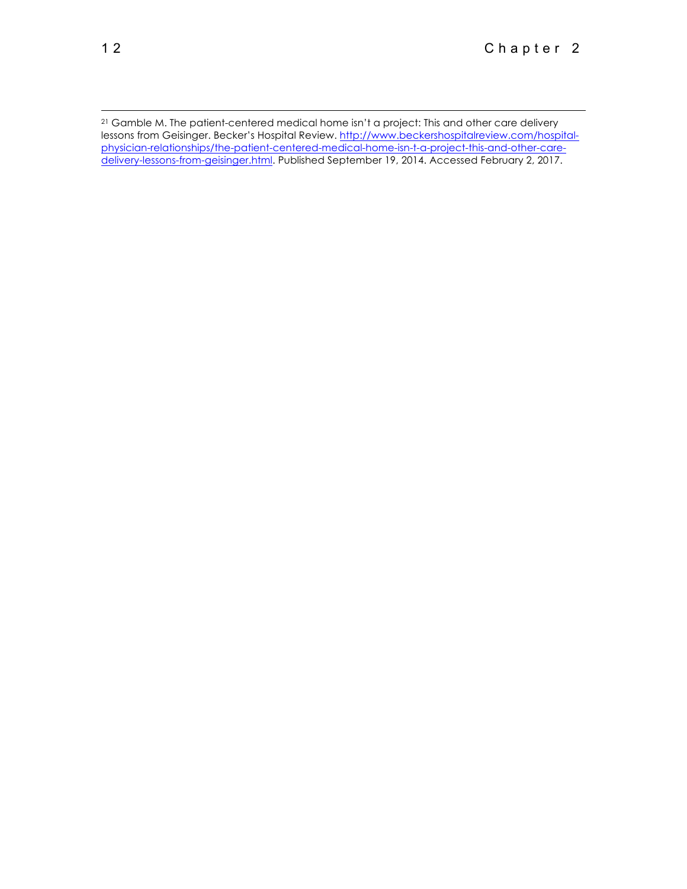[21] Gamble M. The patient-centered medical home isn't a project: This and other care delivery lessons from Geisinger. Becker's Hospital Review. http://www.beckershospitalreview.com/hospital-physician-relationships/the-patient-centered-medical-home-isn-t-a-project-this-and-other-care-delivery-lessons-from-geisinger.html. Published September 19, 2014. Accessed February 2, 2017.